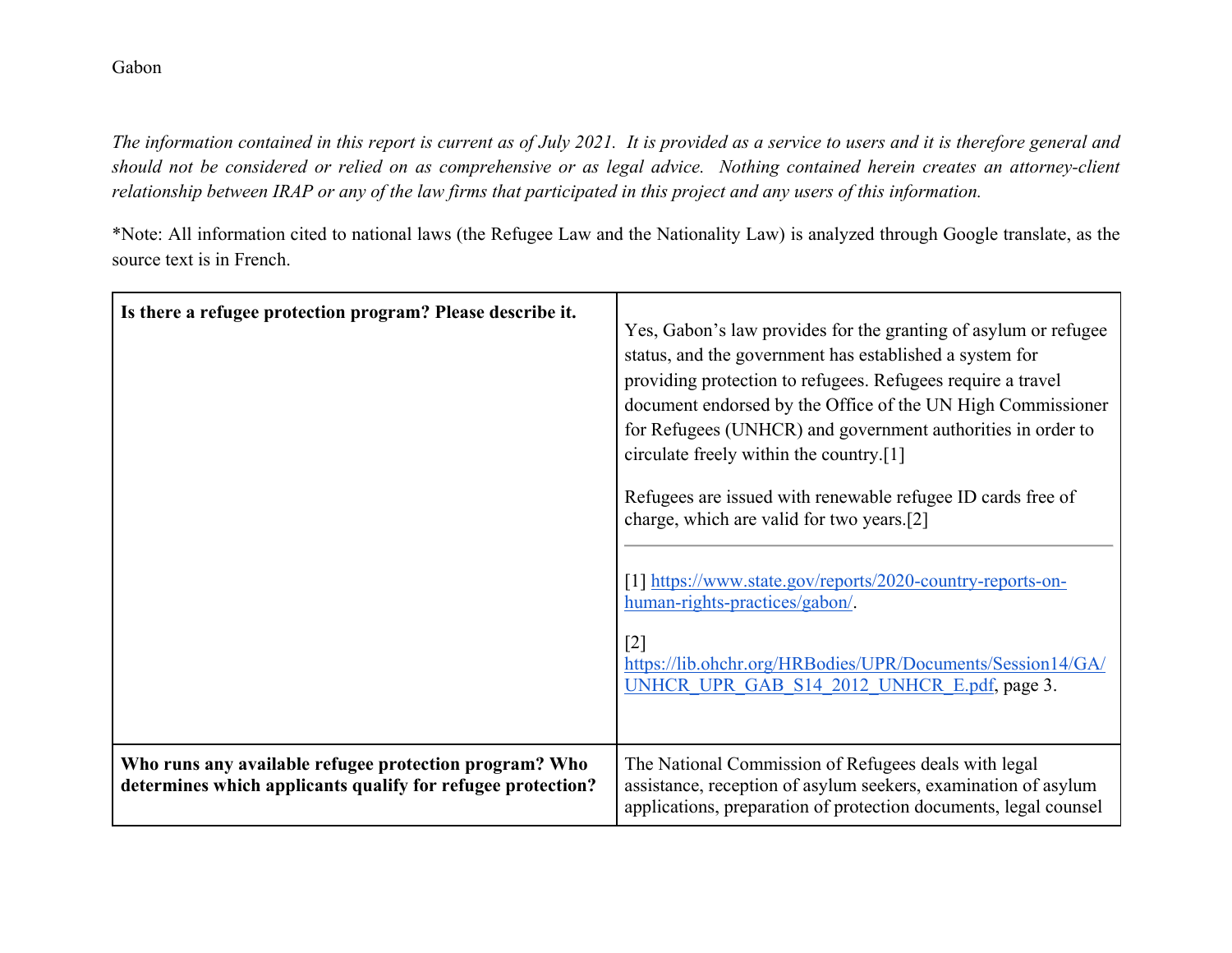Gabon

*The information contained in this report is current as of July 2021. It is provided as a service to users and it is therefore general and should not be considered or relied on as comprehensive or as legal advice. Nothing contained herein creates an attorney-client relationship between IRAP or any of the law firms that participated in this project and any users of this information.*

*Note: All information cited to national laws (the Refugee Law and the Nationality Law) is analyzed through Google translate, as the source text is in French.

| | |
|---|---|
| **Is there a refugee protection program? Please describe it.** | Yes, Gabon's law provides for the granting of asylum or refugee status, and the government has established a system for providing protection to refugees. Refugees require a travel document endorsed by the Office of the UN High Commissioner for Refugees (UNHCR) and government authorities in order to circulate freely within the country.[1]<br><br>Refugees are issued with renewable refugee ID cards free of charge, which are valid for two years.[2]<br><br>---<br><br>[1] https://www.state.gov/reports/2020-country-reports-on-human-rights-practices/gabon/.<br><br>[2] https://lib.ohchr.org/HRBodies/UPR/Documents/Session14/GA/UNHCR_UPR_GAB_S14_2012_UNHCR_E.pdf, page 3. |
| **Who runs any available refugee protection program? Who determines which applicants qualify for refugee protection?** | The National Commission of Refugees deals with legal assistance, reception of asylum seekers, examination of asylum applications, preparation of protection documents, legal counsel |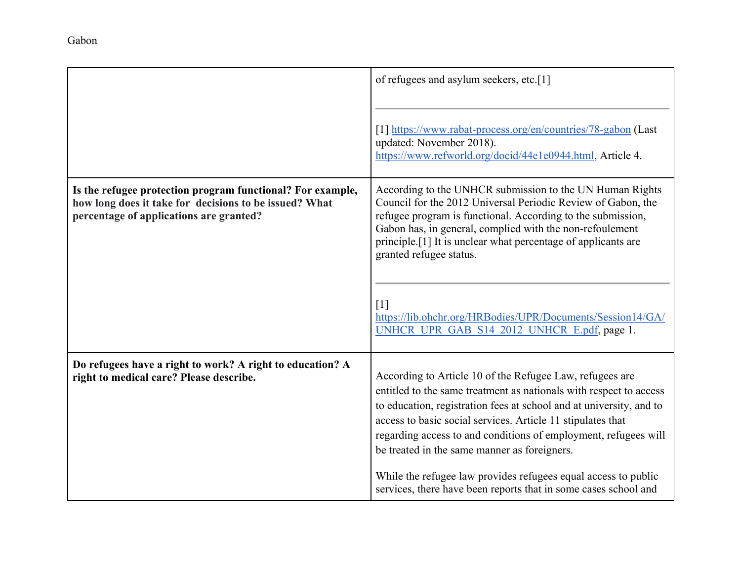| | |
|---|---|
| | of refugees and asylum seekers, etc.[1]<br><br>---<br><br>[1] https://www.rabat-process.org/en/countries/78-gabon (Last updated: November 2018).<br>https://www.refworld.org/docid/44e1e0944.html, Article 4. |
| **Is the refugee protection program functional? For example, how long does it take for decisions to be issued? What percentage of applications are granted?** | According to the UNHCR submission to the UN Human Rights Council for the 2012 Universal Periodic Review of Gabon, the refugee program is functional. According to the submission, Gabon has, in general, complied with the non-refoulement principle.[1] It is unclear what percentage of applicants are granted refugee status.<br><br>---<br><br>[1] https://lib.ohchr.org/HRBodies/UPR/Documents/Session14/GA/UNHCR_UPR_GAB_S14_2012_UNHCR_E.pdf, page 1. |
| **Do refugees have a right to work? A right to education? A right to medical care? Please describe.** | According to Article 10 of the Refugee Law, refugees are entitled to the same treatment as nationals with respect to access to education, registration fees at school and at university, and to access to basic social services. Article 11 stipulates that regarding access to and conditions of employment, refugees will be treated in the same manner as foreigners.<br><br>While the refugee law provides refugees equal access to public services, there have been reports that in some cases school and |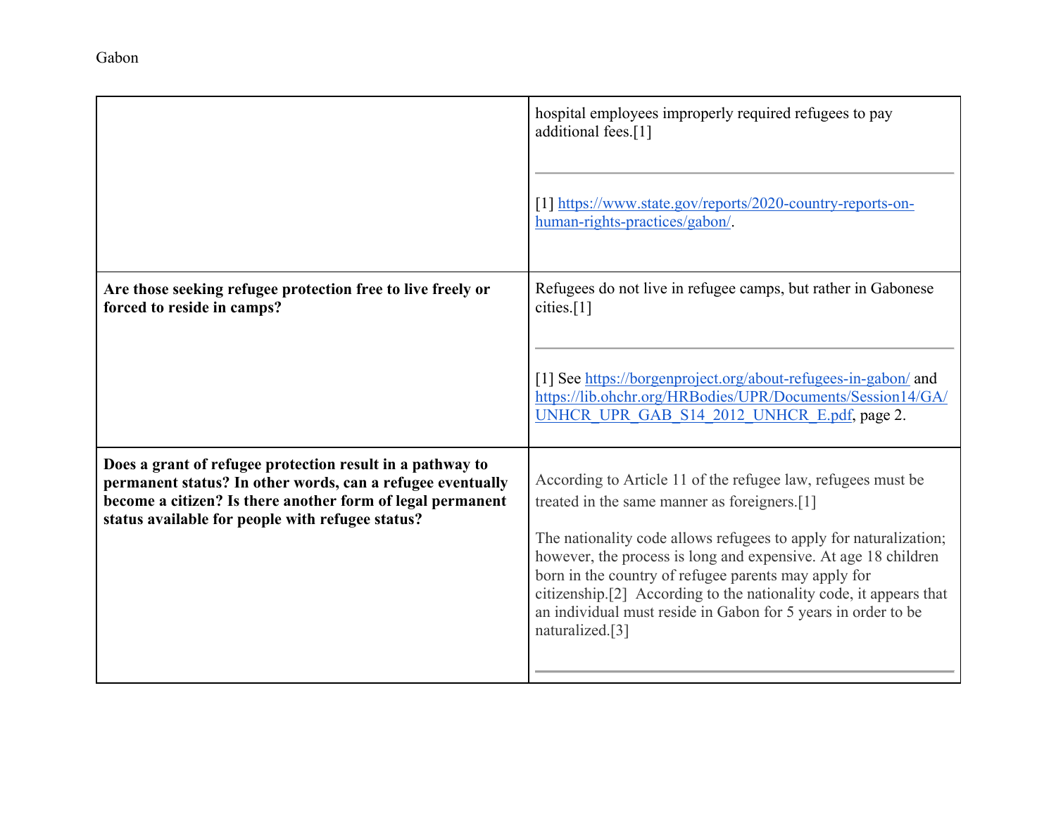| | |
|---|---|
| | hospital employees improperly required refugees to pay additional fees.[1]<br><br>---<br><br>[1] https://www.state.gov/reports/2020-country-reports-on-human-rights-practices/gabon/. |
| **Are those seeking refugee protection free to live freely or forced to reside in camps?** | Refugees do not live in refugee camps, but rather in Gabonese cities.[1]<br><br>---<br><br>[1] See https://borgenproject.org/about-refugees-in-gabon/ and https://lib.ohchr.org/HRBodies/UPR/Documents/Session14/GA/UNHCR_UPR_GAB_S14_2012_UNHCR_E.pdf, page 2. |
| **Does a grant of refugee protection result in a pathway to permanent status? In other words, can a refugee eventually become a citizen? Is there another form of legal permanent status available for people with refugee status?** | According to Article 11 of the refugee law, refugees must be treated in the same manner as foreigners.[1]<br><br>The nationality code allows refugees to apply for naturalization; however, the process is long and expensive. At age 18 children born in the country of refugee parents may apply for citizenship.[2] According to the nationality code, it appears that an individual must reside in Gabon for 5 years in order to be naturalized.[3]<br><br>--- |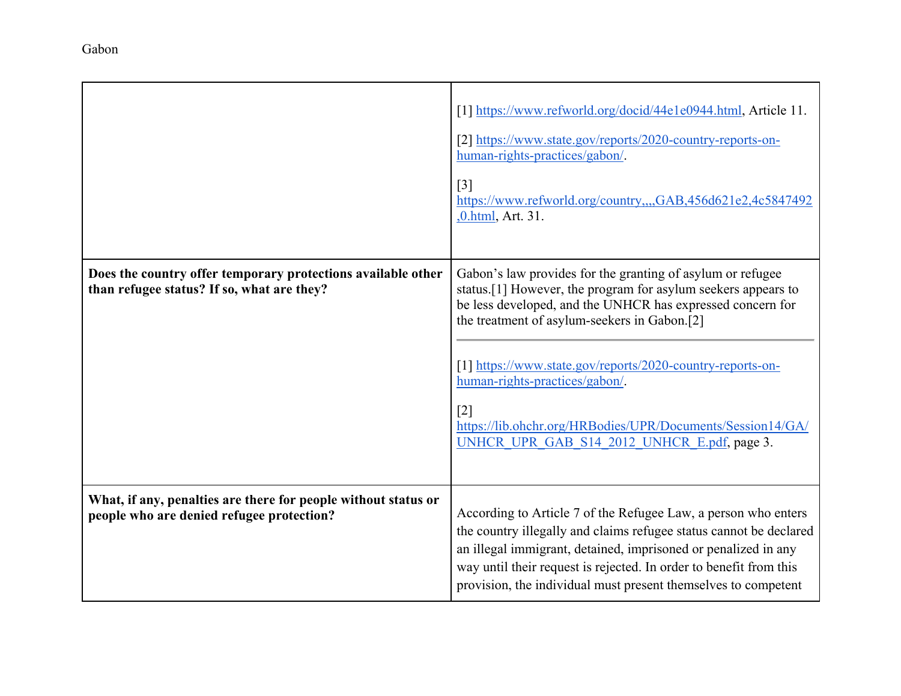Gabon

| | |
|---|---|
| | [1] https://www.refworld.org/docid/44e1e0944.html, Article 11.<br><br>[2] https://www.state.gov/reports/2020-country-reports-on-human-rights-practices/gabon/.<br><br>[3] https://www.refworld.org/country,,,,GAB,456d621e2,4c5847492,0.html, Art. 31. |
| **Does the country offer temporary protections available other than refugee status? If so, what are they?** | Gabon's law provides for the granting of asylum or refugee status.[1] However, the program for asylum seekers appears to be less developed, and the UNHCR has expressed concern for the treatment of asylum-seekers in Gabon.[2]<br><br>---<br><br>[1] https://www.state.gov/reports/2020-country-reports-on-human-rights-practices/gabon/.<br><br>[2] https://lib.ohchr.org/HRBodies/UPR/Documents/Session14/GA/UNHCR_UPR_GAB_S14_2012_UNHCR_E.pdf, page 3. |
| **What, if any, penalties are there for people without status or people who are denied refugee protection?** | According to Article 7 of the Refugee Law, a person who enters the country illegally and claims refugee status cannot be declared an illegal immigrant, detained, imprisoned or penalized in any way until their request is rejected. In order to benefit from this provision, the individual must present themselves to competent |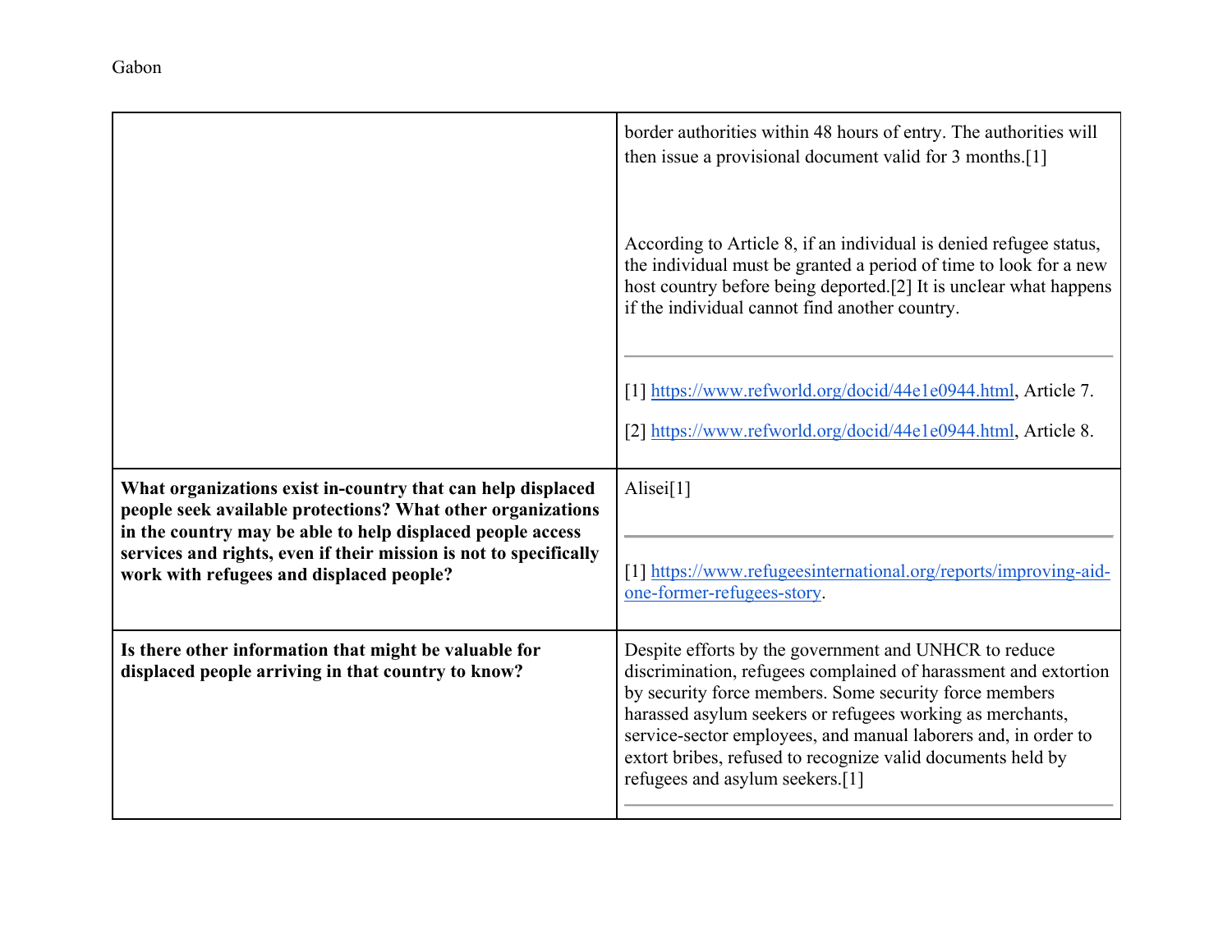| | |
|---|---|
| | border authorities within 48 hours of entry. The authorities will then issue a provisional document valid for 3 months.[1]<br><br>According to Article 8, if an individual is denied refugee status, the individual must be granted a period of time to look for a new host country before being deported.[2] It is unclear what happens if the individual cannot find another country.<br><br>---<br><br>[1] https://www.refworld.org/docid/44e1e0944.html, Article 7.<br><br>[2] https://www.refworld.org/docid/44e1e0944.html, Article 8. |
| **What organizations exist in-country that can help displaced people seek available protections? What other organizations in the country may be able to help displaced people access services and rights, even if their mission is not to specifically work with refugees and displaced people?** | Alisei[1]<br><br>---<br><br>[1] https://www.refugeesinternational.org/reports/improving-aid-one-former-refugees-story. |
| **Is there other information that might be valuable for displaced people arriving in that country to know?** | Despite efforts by the government and UNHCR to reduce discrimination, refugees complained of harassment and extortion by security force members. Some security force members harassed asylum seekers or refugees working as merchants, service-sector employees, and manual laborers and, in order to extort bribes, refused to recognize valid documents held by refugees and asylum seekers.[1]<br><br>--- |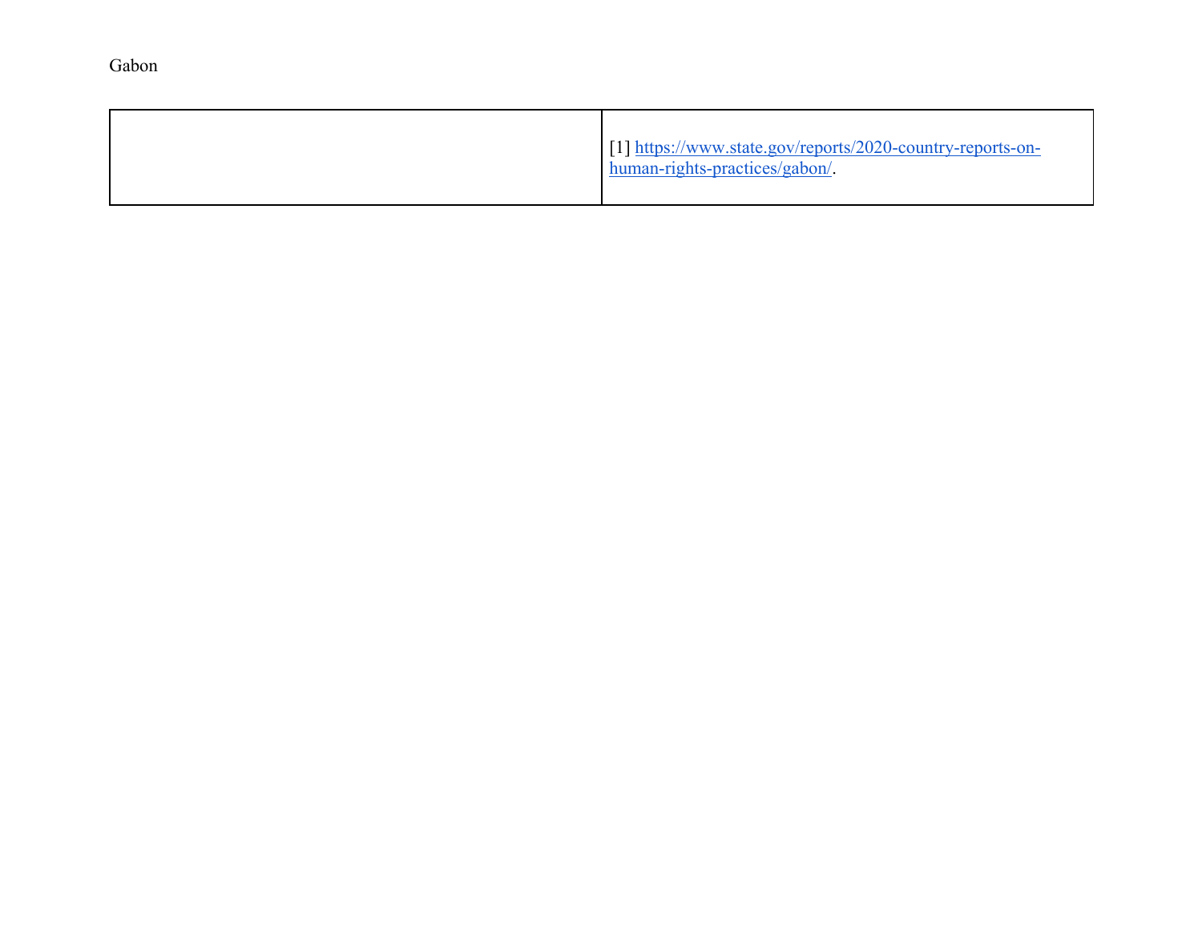Gabon

| | |
|---|---|
| | [1] https://www.state.gov/reports/2020-country-reports-on-human-rights-practices/gabon/. |